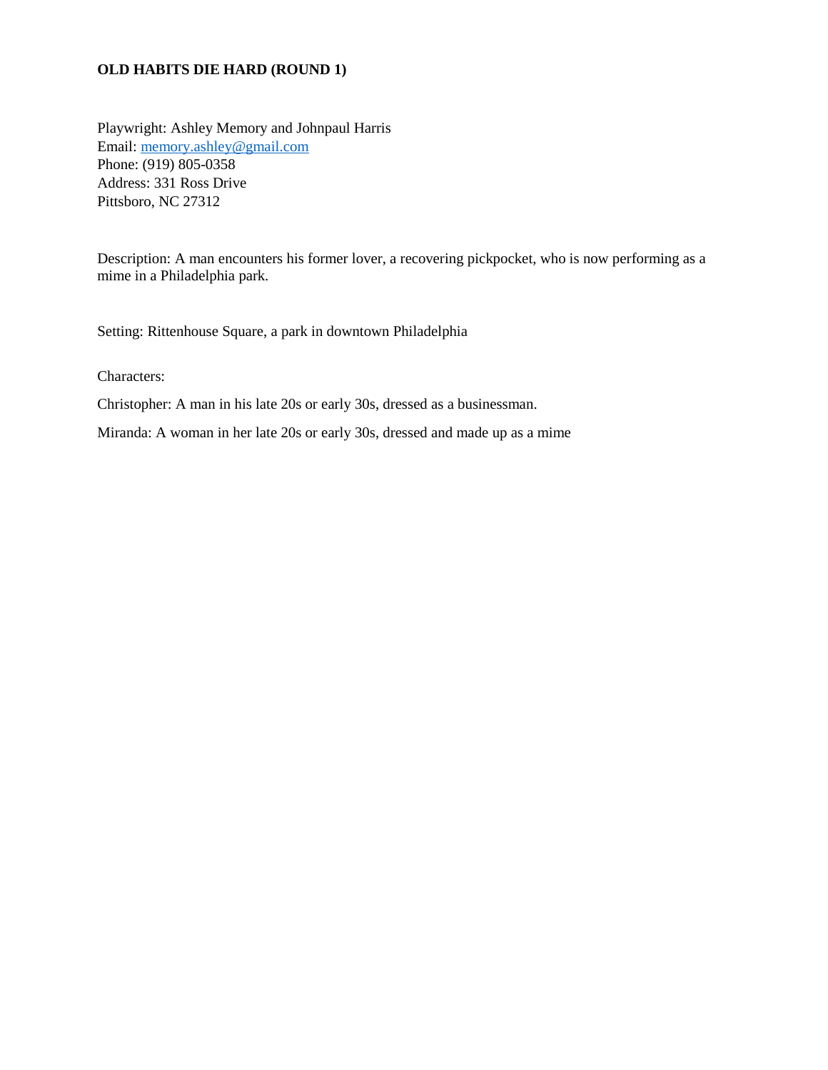**OLD HABITS DIE HARD (ROUND 1)**

Playwright: Ashley Memory and Johnpaul Harris
Email: memory.ashley@gmail.com
Phone: (919) 805-0358
Address: 331 Ross Drive
Pittsboro, NC 27312

Description: A man encounters his former lover, a recovering pickpocket, who is now performing as a mime in a Philadelphia park.

Setting: Rittenhouse Square, a park in downtown Philadelphia

Characters:

Christopher: A man in his late 20s or early 30s, dressed as a businessman.

Miranda: A woman in her late 20s or early 30s, dressed and made up as a mime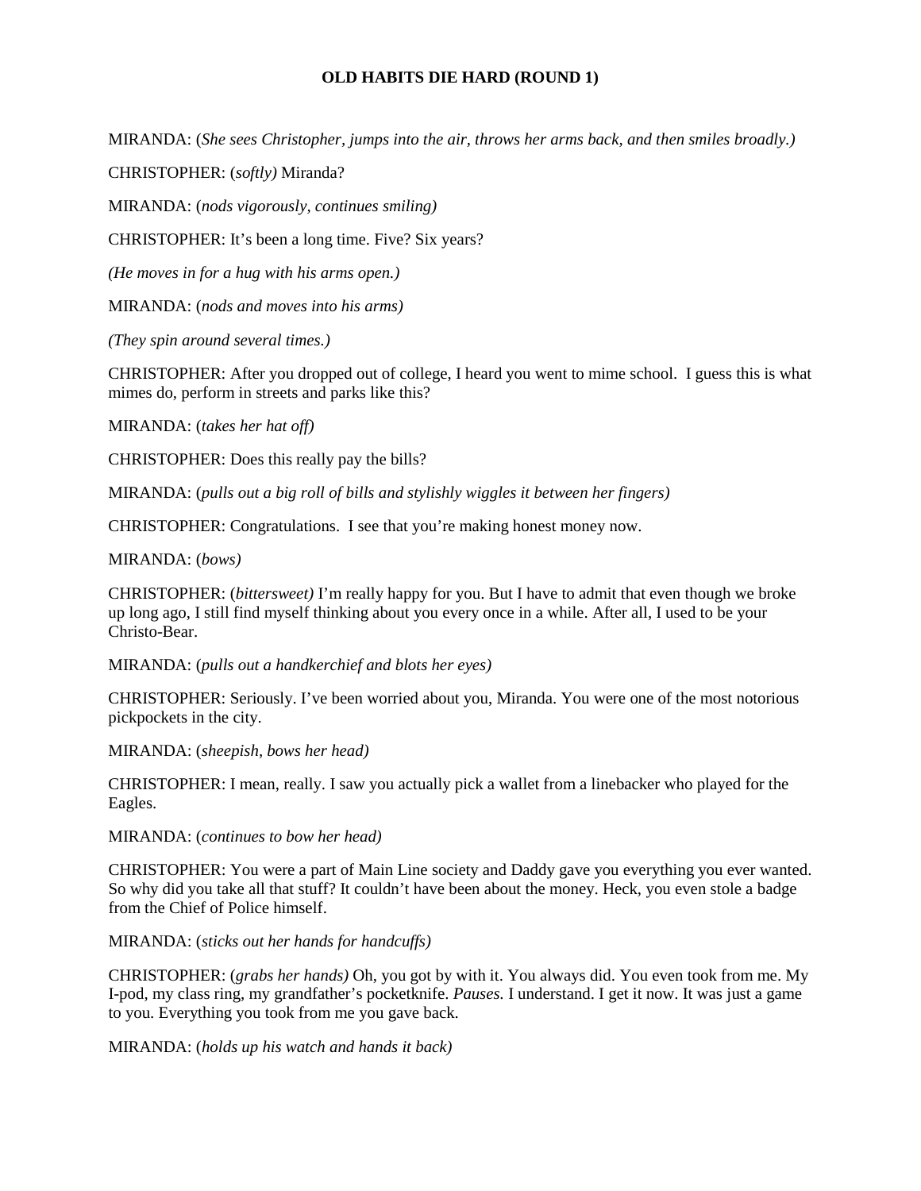**OLD HABITS DIE HARD (ROUND 1)**

MIRANDA: (*She sees Christopher, jumps into the air, throws her arms back, and then smiles broadly.)*

CHRISTOPHER: (*softly)* Miranda?

MIRANDA: (*nods vigorously, continues smiling)*

CHRISTOPHER: It's been a long time. Five? Six years?

*(He moves in for a hug with his arms open.)*

MIRANDA: (*nods and moves into his arms)*

*(They spin around several times.)*

CHRISTOPHER: After you dropped out of college, I heard you went to mime school. I guess this is what mimes do, perform in streets and parks like this?

MIRANDA: (*takes her hat off)*

CHRISTOPHER: Does this really pay the bills?

MIRANDA: (*pulls out a big roll of bills and stylishly wiggles it between her fingers)*

CHRISTOPHER: Congratulations. I see that you're making honest money now.

MIRANDA: (*bows)*

CHRISTOPHER: (*bittersweet)* I'm really happy for you. But I have to admit that even though we broke up long ago, I still find myself thinking about you every once in a while. After all, I used to be your Christo-Bear.

MIRANDA: (*pulls out a handkerchief and blots her eyes)*

CHRISTOPHER: Seriously. I've been worried about you, Miranda. You were one of the most notorious pickpockets in the city.

MIRANDA: (*sheepish, bows her head)*

CHRISTOPHER: I mean, really. I saw you actually pick a wallet from a linebacker who played for the Eagles.

MIRANDA: (*continues to bow her head)*

CHRISTOPHER: You were a part of Main Line society and Daddy gave you everything you ever wanted. So why did you take all that stuff? It couldn't have been about the money. Heck, you even stole a badge from the Chief of Police himself.

MIRANDA: (*sticks out her hands for handcuffs)*

CHRISTOPHER: (*grabs her hands)* Oh, you got by with it. You always did. You even took from me. My I-pod, my class ring, my grandfather's pocketknife. *Pauses.* I understand. I get it now. It was just a game to you. Everything you took from me you gave back.

MIRANDA: (*holds up his watch and hands it back)*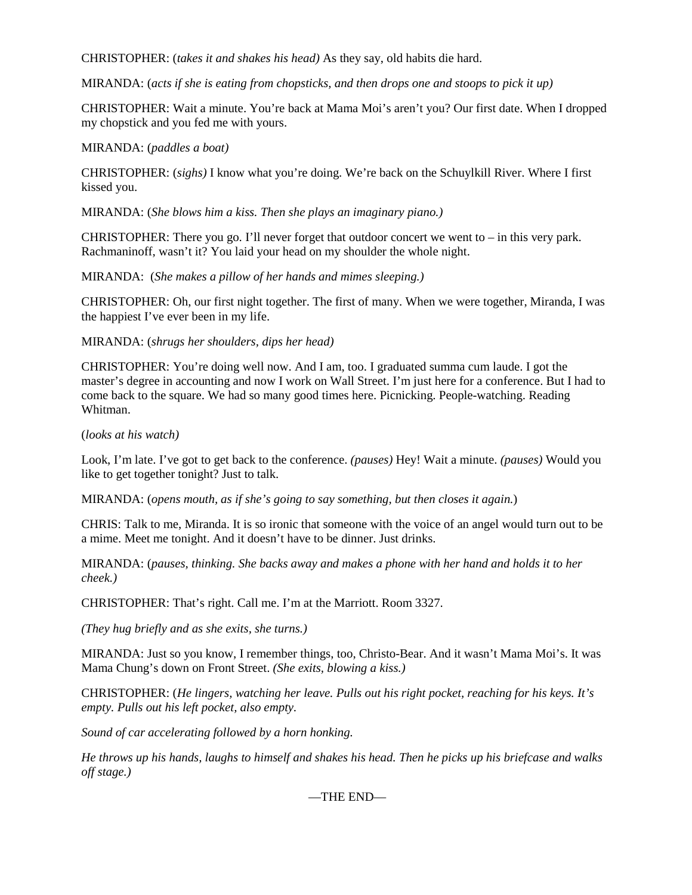CHRISTOPHER: (*takes it and shakes his head)* As they say, old habits die hard.

MIRANDA: (*acts if she is eating from chopsticks, and then drops one and stoops to pick it up)*

CHRISTOPHER: Wait a minute. You're back at Mama Moi's aren't you? Our first date. When I dropped my chopstick and you fed me with yours.

MIRANDA: (*paddles a boat)*

CHRISTOPHER: (*sighs)* I know what you're doing. We're back on the Schuylkill River. Where I first kissed you.

MIRANDA: (*She blows him a kiss. Then she plays an imaginary piano.)*

CHRISTOPHER: There you go. I'll never forget that outdoor concert we went to – in this very park. Rachmaninoff, wasn't it? You laid your head on my shoulder the whole night.

MIRANDA: (*She makes a pillow of her hands and mimes sleeping.)*

CHRISTOPHER: Oh, our first night together. The first of many. When we were together, Miranda, I was the happiest I've ever been in my life.

MIRANDA: (*shrugs her shoulders, dips her head)*

CHRISTOPHER: You're doing well now. And I am, too. I graduated summa cum laude. I got the master's degree in accounting and now I work on Wall Street. I'm just here for a conference. But I had to come back to the square. We had so many good times here. Picnicking. People-watching. Reading Whitman.

(*looks at his watch)*

Look, I'm late. I've got to get back to the conference. *(pauses)* Hey! Wait a minute. *(pauses)* Would you like to get together tonight? Just to talk.

MIRANDA: (*opens mouth, as if she's going to say something, but then closes it again.*)

CHRIS: Talk to me, Miranda. It is so ironic that someone with the voice of an angel would turn out to be a mime. Meet me tonight. And it doesn't have to be dinner. Just drinks.

MIRANDA: (*pauses, thinking. She backs away and makes a phone with her hand and holds it to her cheek.)*

CHRISTOPHER: That's right. Call me. I'm at the Marriott. Room 3327.

*(They hug briefly and as she exits, she turns.)*

MIRANDA: Just so you know, I remember things, too, Christo-Bear. And it wasn't Mama Moi's. It was Mama Chung's down on Front Street. *(She exits, blowing a kiss.)*

CHRISTOPHER: (*He lingers, watching her leave. Pulls out his right pocket, reaching for his keys. It's empty. Pulls out his left pocket, also empty.*

*Sound of car accelerating followed by a horn honking.*

*He throws up his hands, laughs to himself and shakes his head. Then he picks up his briefcase and walks off stage.)*

—THE END—